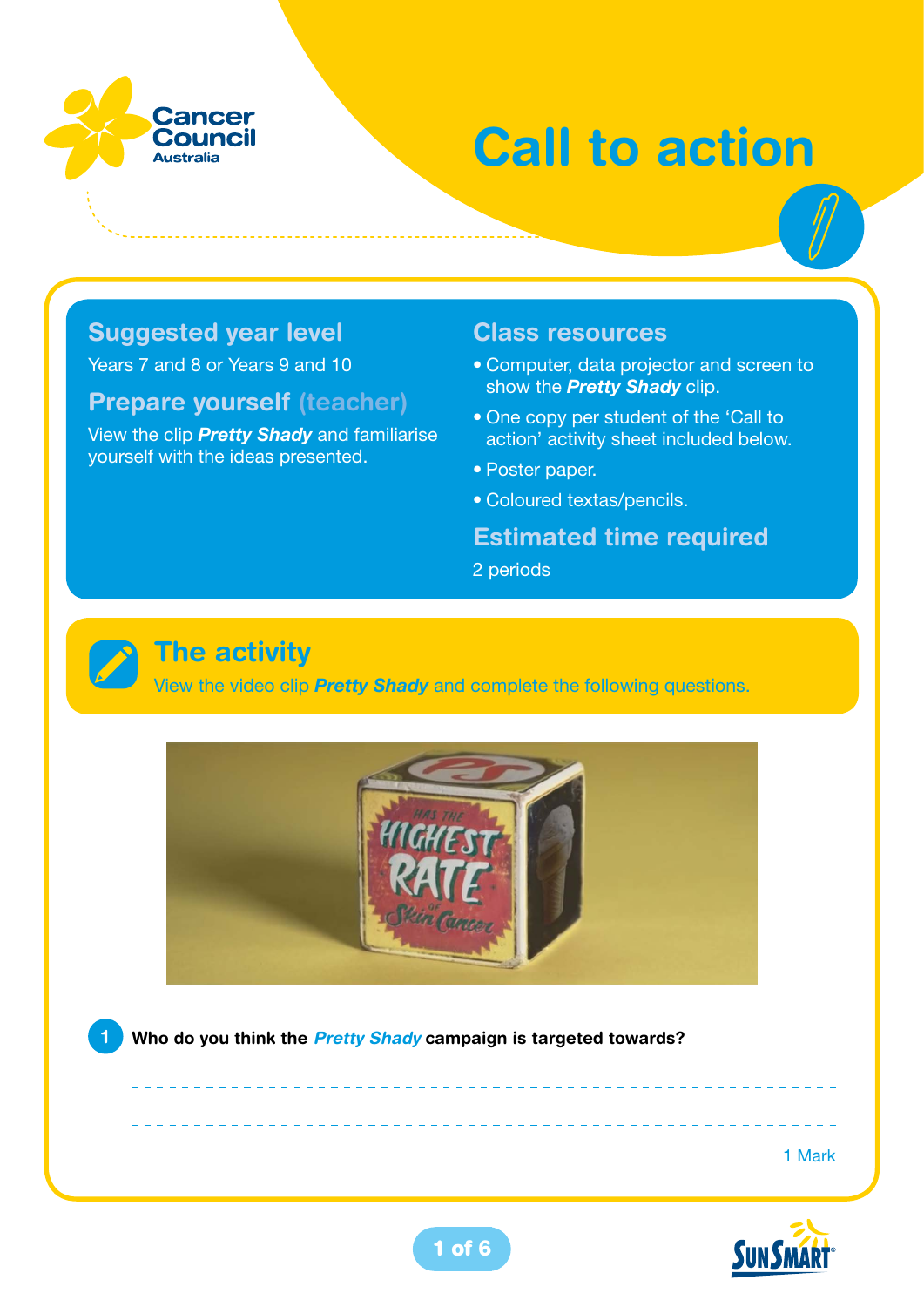# Call to action

## Suggested year level

Years 7 and 8 or Years 9 and 10

## Prepare yourself (teacher)

View the clip ***Pretty Shady*** and familiarise yourself with the ideas presented.

## Class resources

- Computer, data projector and screen to show the ***Pretty Shady*** clip.
- One copy per student of the 'Call to action' activity sheet included below.
- Poster paper.
- Coloured textas/pencils.

## Estimated time required

2 periods

## The activity

View the video clip ***Pretty Shady*** and complete the following questions.

**1 Who do you think the *Pretty Shady* campaign is targeted towards?**

---

---

1 Mark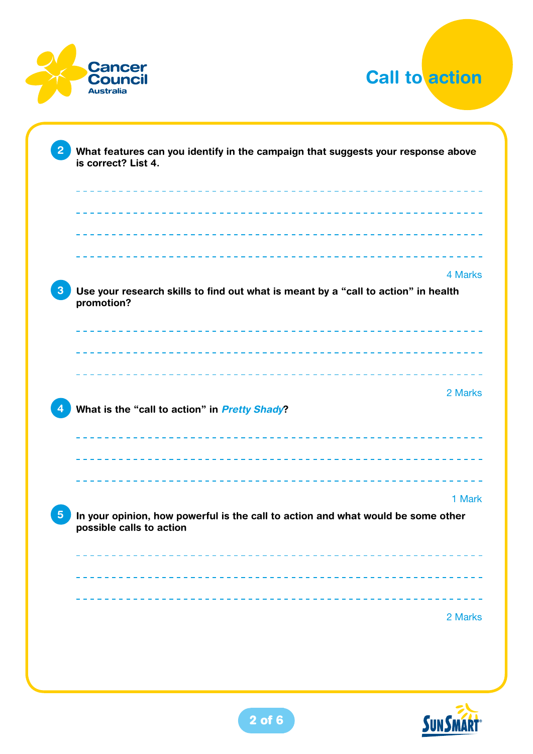# Call to action

**2** **What features can you identify in the campaign that suggests your response above is correct? List 4.**

---

---

---

---

4 Marks

**3** **Use your research skills to find out what is meant by a "call to action" in health promotion?**

---

---

---

2 Marks

**4** **What is the "call to action" in *Pretty Shady*?**

---

---

---

1 Mark

**5** **In your opinion, how powerful is the call to action and what would be some other possible calls to action**

---

---

---

2 Marks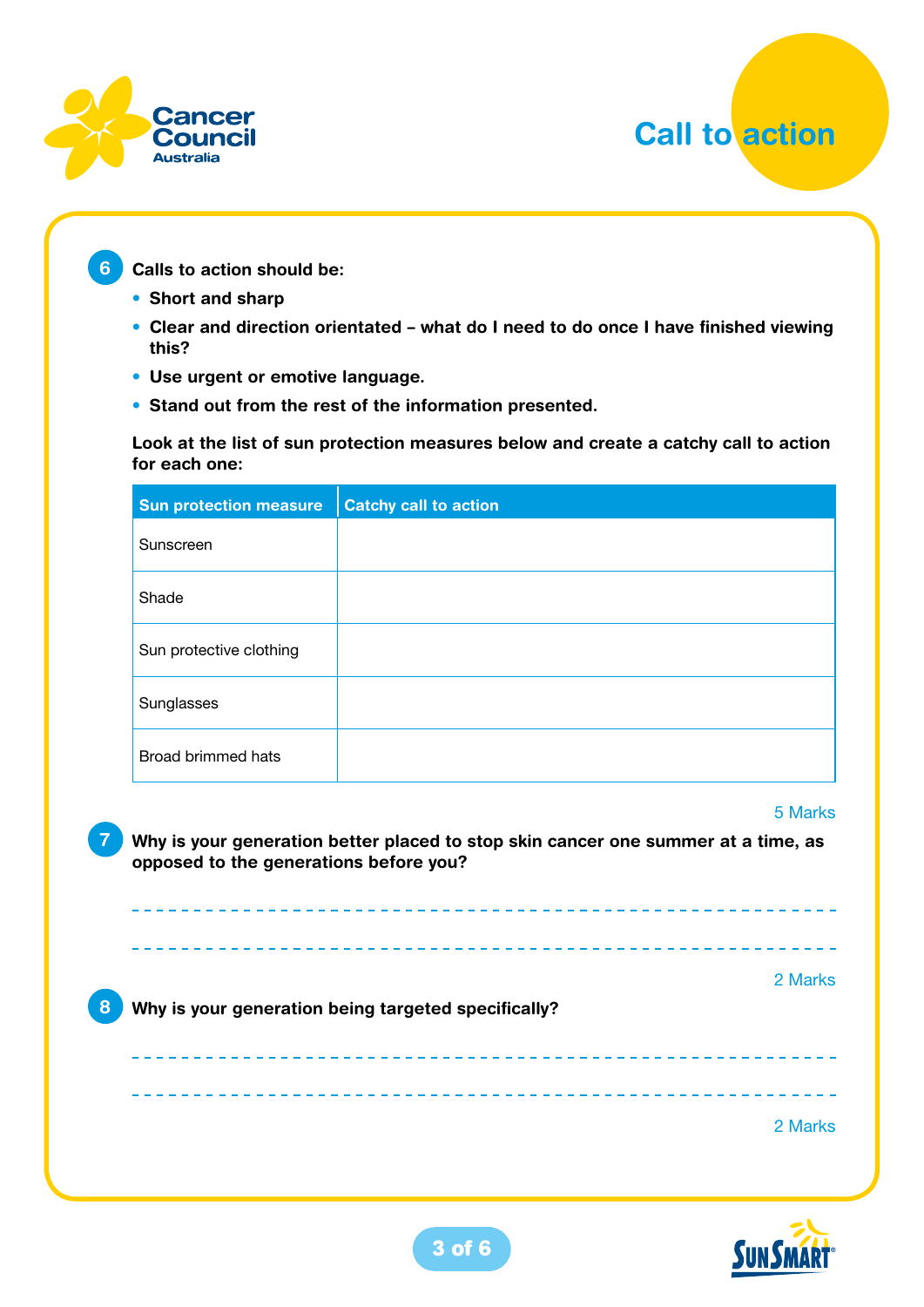# Call to action

**6** **Calls to action should be:**

- **Short and sharp**
- **Clear and direction orientated – what do I need to do once I have finished viewing this?**
- **Use urgent or emotive language.**
- **Stand out from the rest of the information presented.**

**Look at the list of sun protection measures below and create a catchy call to action for each one:**

| Sun protection measure | Catchy call to action |
|---|---|
| Sunscreen | |
| Shade | |
| Sun protective clothing | |
| Sunglasses | |
| Broad brimmed hats | |

5 Marks

**7** **Why is your generation better placed to stop skin cancer one summer at a time, as opposed to the generations before you?**

---

---

2 Marks

**8** **Why is your generation being targeted specifically?**

---

---

2 Marks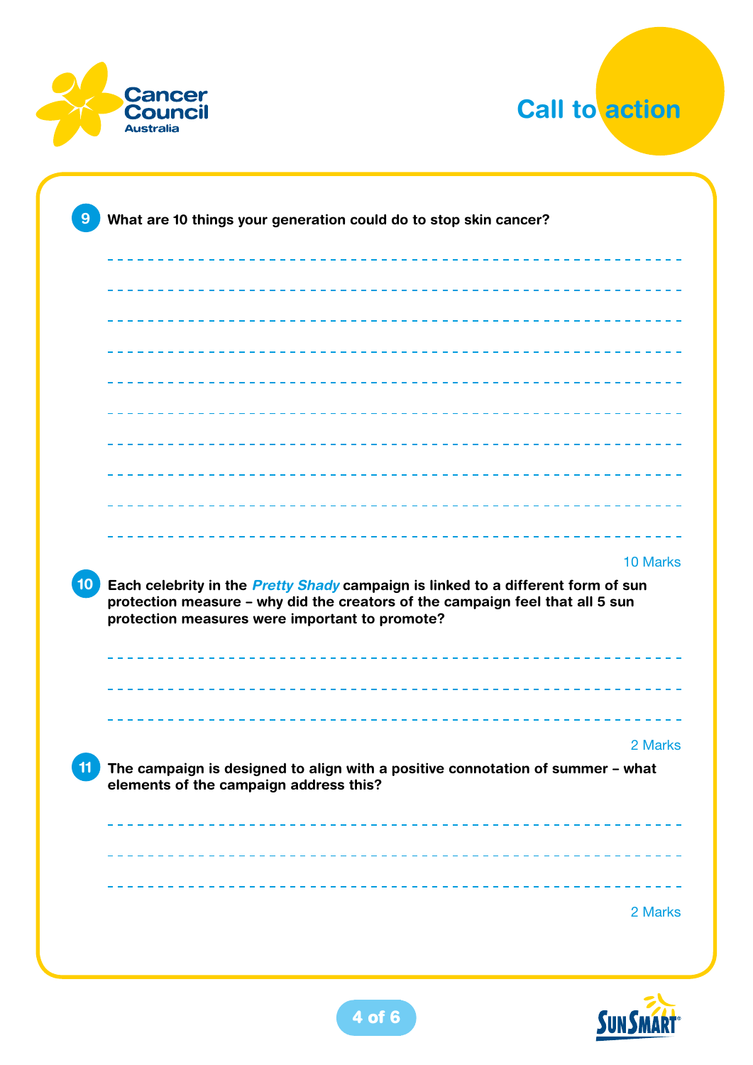Cancer Council Australia

# Call to action

**9** **What are 10 things your generation could do to stop skin cancer?**

---

---

---

---

---

---

---

---

---

---

10 Marks

**10** **Each celebrity in the *Pretty Shady* campaign is linked to a different form of sun protection measure – why did the creators of the campaign feel that all 5 sun protection measures were important to promote?**

---

---

---

2 Marks

**11** **The campaign is designed to align with a positive connotation of summer – what elements of the campaign address this?**

---

---

---

2 Marks

SunSmart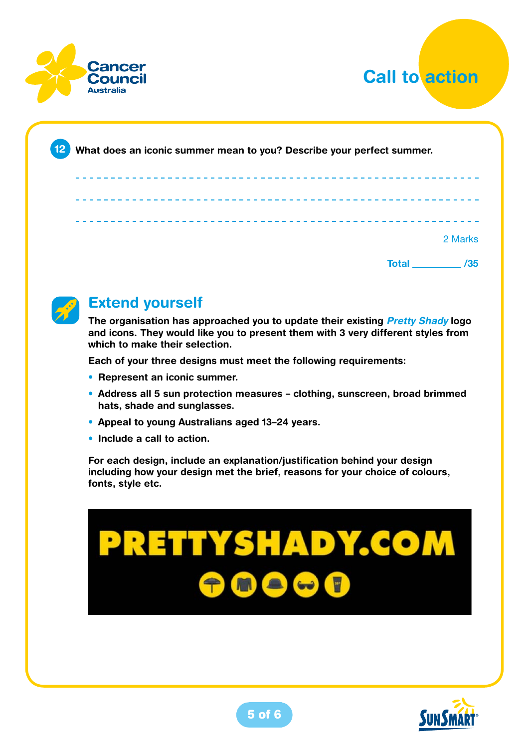Cancer Council Australia

# Call to action

**12** **What does an iconic summer mean to you? Describe your perfect summer.**

---

---

---

2 Marks

**Total \_\_\_\_\_\_\_\_\_ /35**

## Extend yourself

**The organisation has approached you to update their existing *Pretty Shady* logo and icons. They would like you to present them with 3 very different styles from which to make their selection.**

**Each of your three designs must meet the following requirements:**

- **Represent an iconic summer.**
- **Address all 5 sun protection measures – clothing, sunscreen, broad brimmed hats, shade and sunglasses.**
- **Appeal to young Australians aged 13–24 years.**
- **Include a call to action.**

**For each design, include an explanation/justification behind your design including how your design met the brief, reasons for your choice of colours, fonts, style etc.**

PRETTYSHADY.COM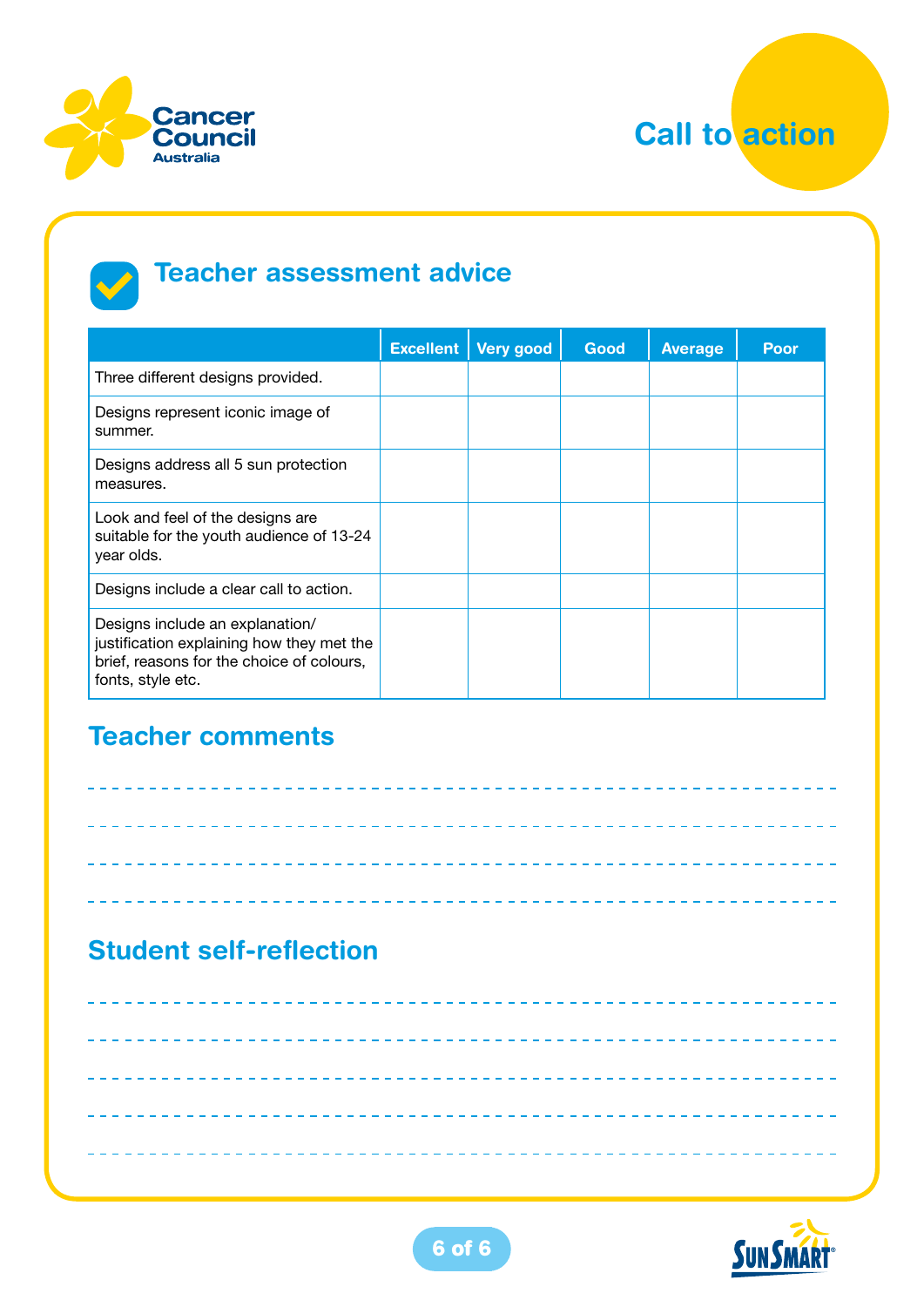# Call to action

## Teacher assessment advice

| | Excellent | Very good | Good | Average | Poor |
|---|---|---|---|---|---|
| Three different designs provided. | | | | | |
| Designs represent iconic image of summer. | | | | | |
| Designs address all 5 sun protection measures. | | | | | |
| Look and feel of the designs are suitable for the youth audience of 13-24 year olds. | | | | | |
| Designs include a clear call to action. | | | | | |
| Designs include an explanation/ justification explaining how they met the brief, reasons for the choice of colours, fonts, style etc. | | | | | |

## Teacher comments

---

---

---

---

## Student self-reflection

---

---

---

---

---